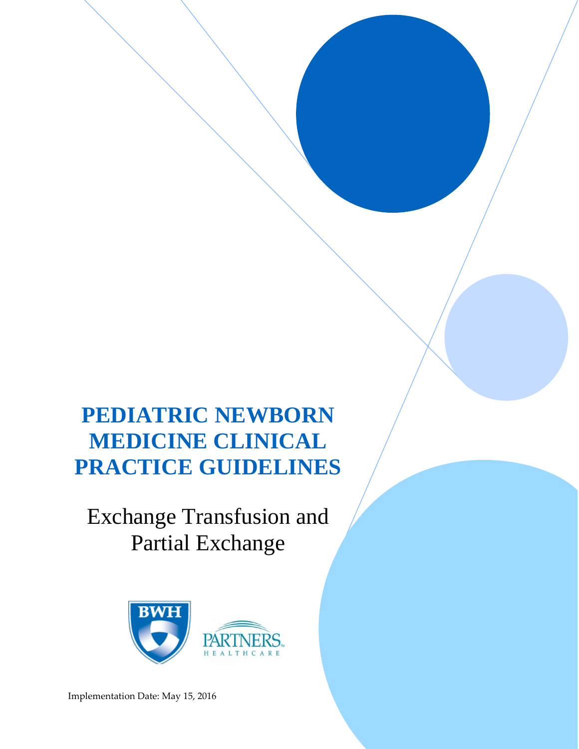# PEDIATRIC NEWBORN MEDICINE CLINICAL PRACTICE GUIDELINES

## Exchange Transfusion and Partial Exchange

BWH

PARTNERS HEALTHCARE

Implementation Date: May 15, 2016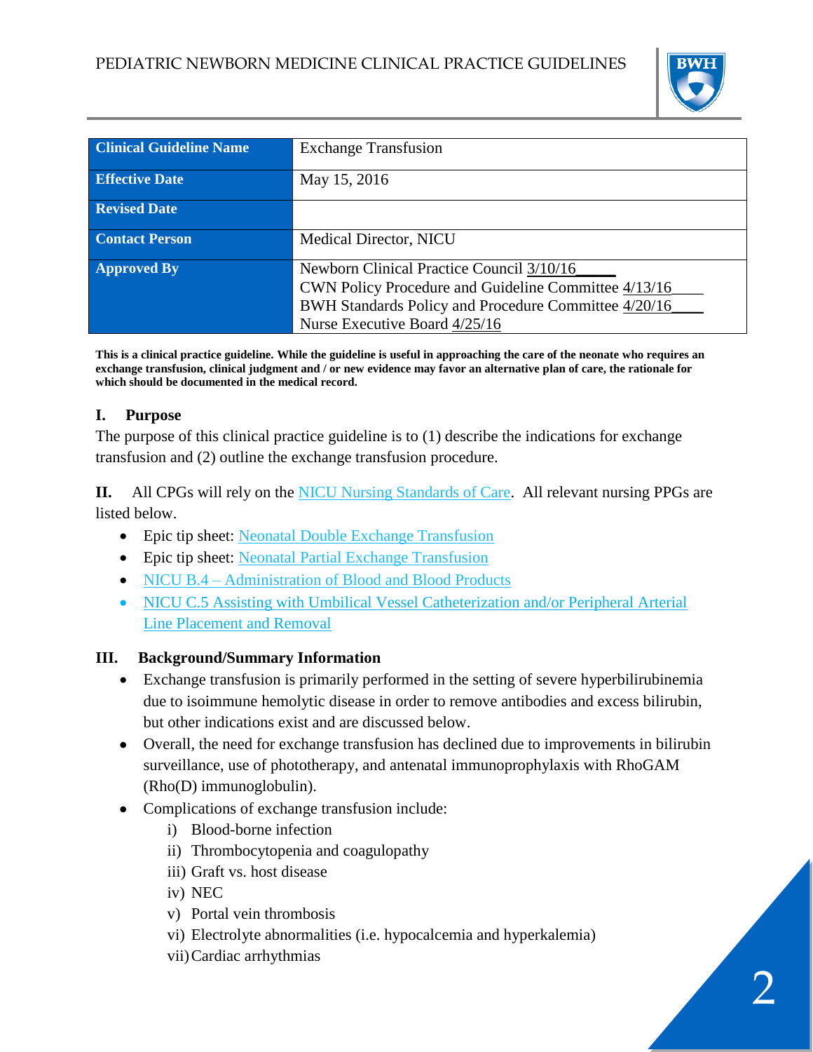| Clinical Guideline Name | Exchange Transfusion |
|---|---|
| Effective Date | May 15, 2016 |
| Revised Date | |
| Contact Person | Medical Director, NICU |
| Approved By | Newborn Clinical Practice Council 3/10/16<br>CWN Policy Procedure and Guideline Committee 4/13/16<br>BWH Standards Policy and Procedure Committee 4/20/16<br>Nurse Executive Board 4/25/16 |

**This is a clinical practice guideline. While the guideline is useful in approaching the care of the neonate who requires an exchange transfusion, clinical judgment and / or new evidence may favor an alternative plan of care, the rationale for which should be documented in the medical record.**

## I. Purpose

The purpose of this clinical practice guideline is to (1) describe the indications for exchange transfusion and (2) outline the exchange transfusion procedure.

**II.** All CPGs will rely on the NICU Nursing Standards of Care. All relevant nursing PPGs are listed below.

- Epic tip sheet: Neonatal Double Exchange Transfusion
- Epic tip sheet: Neonatal Partial Exchange Transfusion
- NICU B.4 – Administration of Blood and Blood Products
- NICU C.5 Assisting with Umbilical Vessel Catheterization and/or Peripheral Arterial Line Placement and Removal

## III. Background/Summary Information

- Exchange transfusion is primarily performed in the setting of severe hyperbilirubinemia due to isoimmune hemolytic disease in order to remove antibodies and excess bilirubin, but other indications exist and are discussed below.
- Overall, the need for exchange transfusion has declined due to improvements in bilirubin surveillance, use of phototherapy, and antenatal immunoprophylaxis with RhoGAM (Rho(D) immunoglobulin).
- Complications of exchange transfusion include:
  - i) Blood-borne infection
  - ii) Thrombocytopenia and coagulopathy
  - iii) Graft vs. host disease
  - iv) NEC
  - v) Portal vein thrombosis
  - vi) Electrolyte abnormalities (i.e. hypocalcemia and hyperkalemia)
  - vii) Cardiac arrhythmias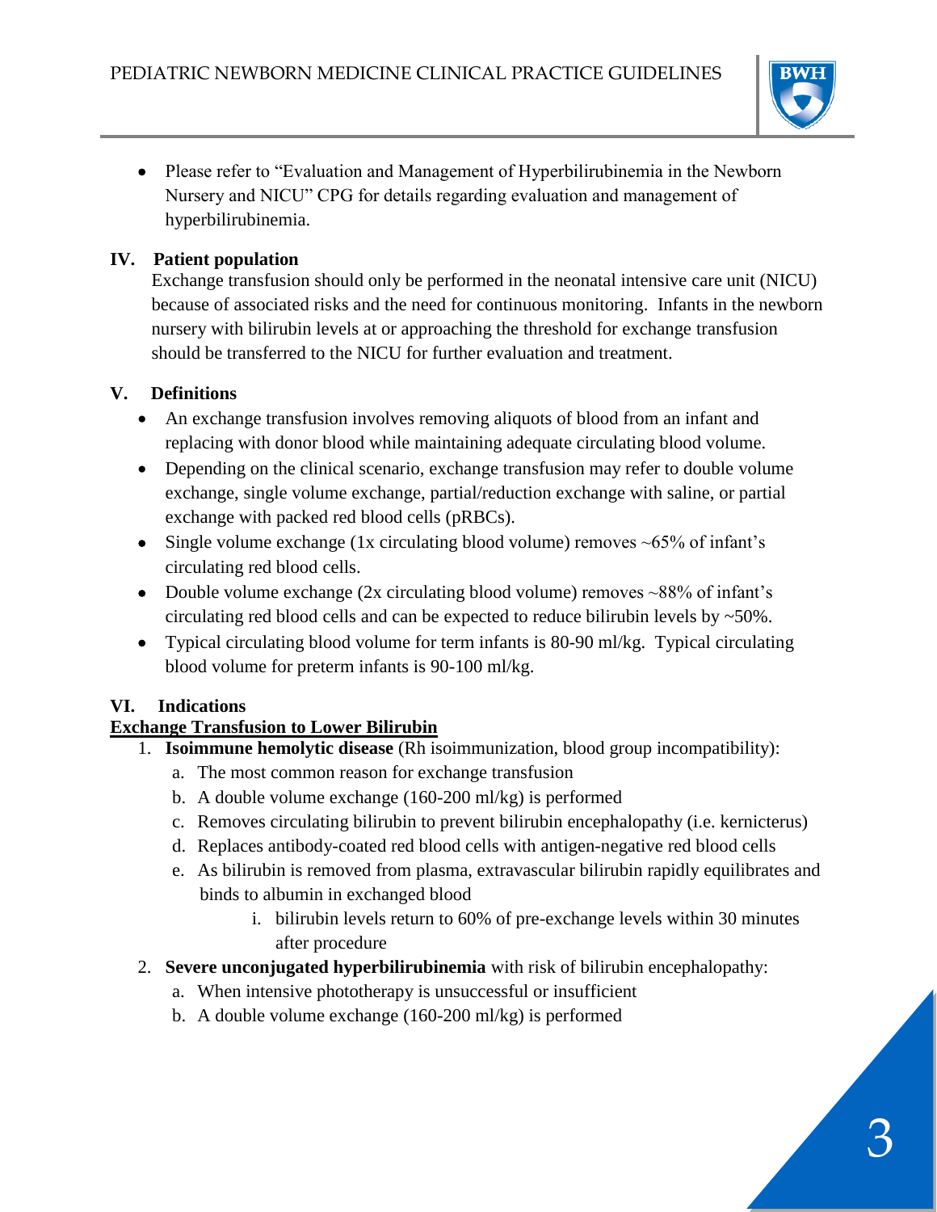- Please refer to "Evaluation and Management of Hyperbilirubinemia in the Newborn Nursery and NICU" CPG for details regarding evaluation and management of hyperbilirubinemia.

## IV. Patient population

Exchange transfusion should only be performed in the neonatal intensive care unit (NICU) because of associated risks and the need for continuous monitoring. Infants in the newborn nursery with bilirubin levels at or approaching the threshold for exchange transfusion should be transferred to the NICU for further evaluation and treatment.

## V. Definitions

- An exchange transfusion involves removing aliquots of blood from an infant and replacing with donor blood while maintaining adequate circulating blood volume.
- Depending on the clinical scenario, exchange transfusion may refer to double volume exchange, single volume exchange, partial/reduction exchange with saline, or partial exchange with packed red blood cells (pRBCs).
- Single volume exchange (1x circulating blood volume) removes ~65% of infant's circulating red blood cells.
- Double volume exchange (2x circulating blood volume) removes ~88% of infant's circulating red blood cells and can be expected to reduce bilirubin levels by ~50%.
- Typical circulating blood volume for term infants is 80-90 ml/kg. Typical circulating blood volume for preterm infants is 90-100 ml/kg.

## VI. Indications

**<u>Exchange Transfusion to Lower Bilirubin</u>**

1. **Isoimmune hemolytic disease** (Rh isoimmunization, blood group incompatibility):
   a. The most common reason for exchange transfusion
   b. A double volume exchange (160-200 ml/kg) is performed
   c. Removes circulating bilirubin to prevent bilirubin encephalopathy (i.e. kernicterus)
   d. Replaces antibody-coated red blood cells with antigen-negative red blood cells
   e. As bilirubin is removed from plasma, extravascular bilirubin rapidly equilibrates and binds to albumin in exchanged blood
      i. bilirubin levels return to 60% of pre-exchange levels within 30 minutes after procedure
2. **Severe unconjugated hyperbilirubinemia** with risk of bilirubin encephalopathy:
   a. When intensive phototherapy is unsuccessful or insufficient
   b. A double volume exchange (160-200 ml/kg) is performed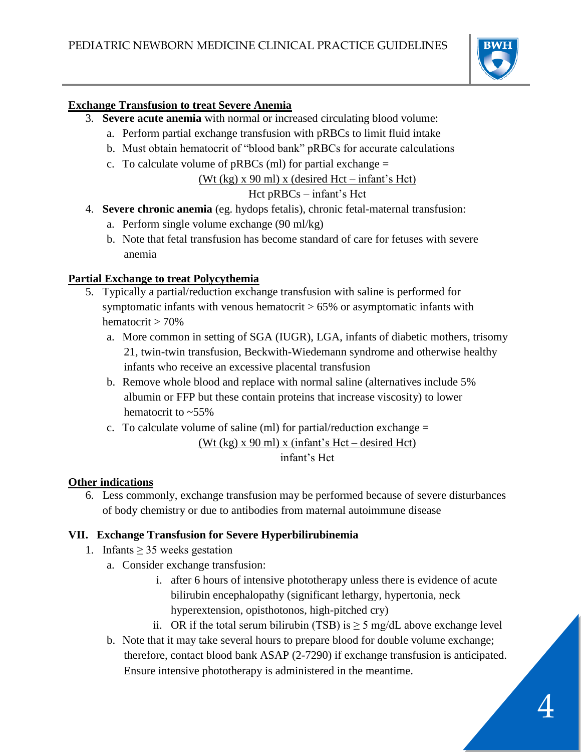**Exchange Transfusion to treat Severe Anemia**

3. **Severe acute anemia** with normal or increased circulating blood volume:
   a. Perform partial exchange transfusion with pRBCs to limit fluid intake
   b. Must obtain hematocrit of "blood bank" pRBCs for accurate calculations
   c. To calculate volume of pRBCs (ml) for partial exchange =

$$\frac{(\text{Wt (kg)} \times 90 \text{ ml}) \times (\text{desired Hct} - \text{infant's Hct})}{\text{Hct pRBCs} - \text{infant's Hct}}$$

4. **Severe chronic anemia** (eg. hydops fetalis), chronic fetal-maternal transfusion:
   a. Perform single volume exchange (90 ml/kg)
   b. Note that fetal transfusion has become standard of care for fetuses with severe anemia

**Partial Exchange to treat Polycythemia**

5. Typically a partial/reduction exchange transfusion with saline is performed for symptomatic infants with venous hematocrit > 65% or asymptomatic infants with hematocrit > 70%
   a. More common in setting of SGA (IUGR), LGA, infants of diabetic mothers, trisomy 21, twin-twin transfusion, Beckwith-Wiedemann syndrome and otherwise healthy infants who receive an excessive placental transfusion
   b. Remove whole blood and replace with normal saline (alternatives include 5% albumin or FFP but these contain proteins that increase viscosity) to lower hematocrit to ~55%
   c. To calculate volume of saline (ml) for partial/reduction exchange =

$$\frac{(\text{Wt (kg)} \times 90 \text{ ml}) \times (\text{infant's Hct} - \text{desired Hct})}{\text{infant's Hct}}$$

**Other indications**

6. Less commonly, exchange transfusion may be performed because of severe disturbances of body chemistry or due to antibodies from maternal autoimmune disease

## VII. Exchange Transfusion for Severe Hyperbilirubinemia

1. Infants ≥ 35 weeks gestation
   a. Consider exchange transfusion:
      i. after 6 hours of intensive phototherapy unless there is evidence of acute bilirubin encephalopathy (significant lethargy, hypertonia, neck hyperextension, opisthotonos, high-pitched cry)
      ii. OR if the total serum bilirubin (TSB) is ≥ 5 mg/dL above exchange level
   b. Note that it may take several hours to prepare blood for double volume exchange; therefore, contact blood bank ASAP (2-7290) if exchange transfusion is anticipated. Ensure intensive phototherapy is administered in the meantime.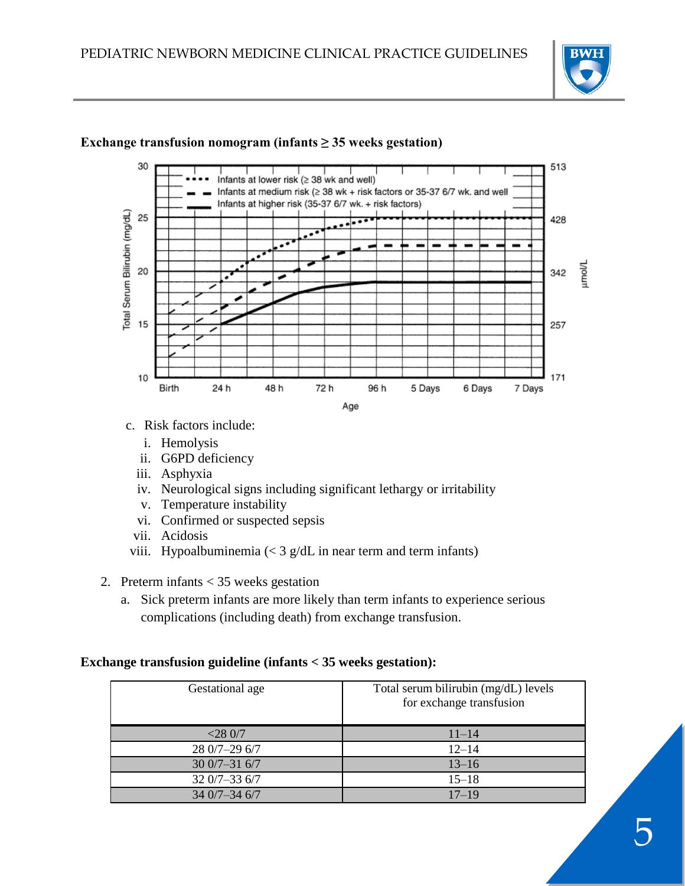**Exchange transfusion nomogram (infants ≥ 35 weeks gestation)**

c. Risk factors include:

   i. Hemolysis
   ii. G6PD deficiency
   iii. Asphyxia
   iv. Neurological signs including significant lethargy or irritability
   v. Temperature instability
   vi. Confirmed or suspected sepsis
   vii. Acidosis
   viii. Hypoalbuminemia (< 3 g/dL in near term and term infants)

2. Preterm infants < 35 weeks gestation

   a. Sick preterm infants are more likely than term infants to experience serious complications (including death) from exchange transfusion.

**Exchange transfusion guideline (infants < 35 weeks gestation):**

| Gestational age | Total serum bilirubin (mg/dL) levels for exchange transfusion |
|---|---|
| <28 0/7 | 11–14 |
| 28 0/7–29 6/7 | 12–14 |
| 30 0/7–31 6/7 | 13–16 |
| 32 0/7–33 6/7 | 15–18 |
| 34 0/7–34 6/7 | 17–19 |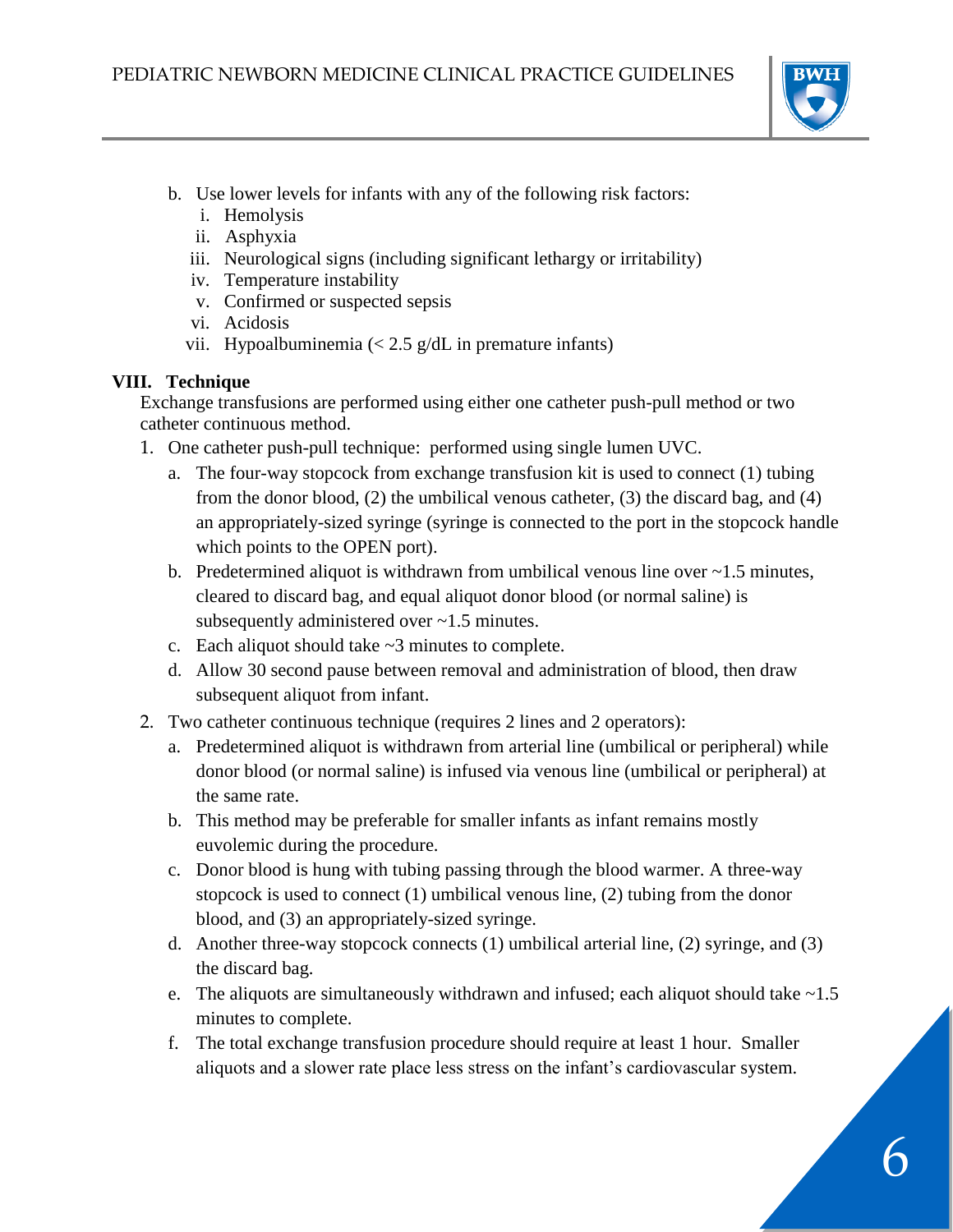b. Use lower levels for infants with any of the following risk factors:
   i. Hemolysis
   ii. Asphyxia
   iii. Neurological signs (including significant lethargy or irritability)
   iv. Temperature instability
   v. Confirmed or suspected sepsis
   vi. Acidosis
   vii. Hypoalbuminemia (< 2.5 g/dL in premature infants)

## VIII. Technique

Exchange transfusions are performed using either one catheter push-pull method or two catheter continuous method.

1. One catheter push-pull technique: performed using single lumen UVC.
   a. The four-way stopcock from exchange transfusion kit is used to connect (1) tubing from the donor blood, (2) the umbilical venous catheter, (3) the discard bag, and (4) an appropriately-sized syringe (syringe is connected to the port in the stopcock handle which points to the OPEN port).
   b. Predetermined aliquot is withdrawn from umbilical venous line over ~1.5 minutes, cleared to discard bag, and equal aliquot donor blood (or normal saline) is subsequently administered over ~1.5 minutes.
   c. Each aliquot should take ~3 minutes to complete.
   d. Allow 30 second pause between removal and administration of blood, then draw subsequent aliquot from infant.
2. Two catheter continuous technique (requires 2 lines and 2 operators):
   a. Predetermined aliquot is withdrawn from arterial line (umbilical or peripheral) while donor blood (or normal saline) is infused via venous line (umbilical or peripheral) at the same rate.
   b. This method may be preferable for smaller infants as infant remains mostly euvolemic during the procedure.
   c. Donor blood is hung with tubing passing through the blood warmer. A three-way stopcock is used to connect (1) umbilical venous line, (2) tubing from the donor blood, and (3) an appropriately-sized syringe.
   d. Another three-way stopcock connects (1) umbilical arterial line, (2) syringe, and (3) the discard bag.
   e. The aliquots are simultaneously withdrawn and infused; each aliquot should take ~1.5 minutes to complete.
   f. The total exchange transfusion procedure should require at least 1 hour. Smaller aliquots and a slower rate place less stress on the infant's cardiovascular system.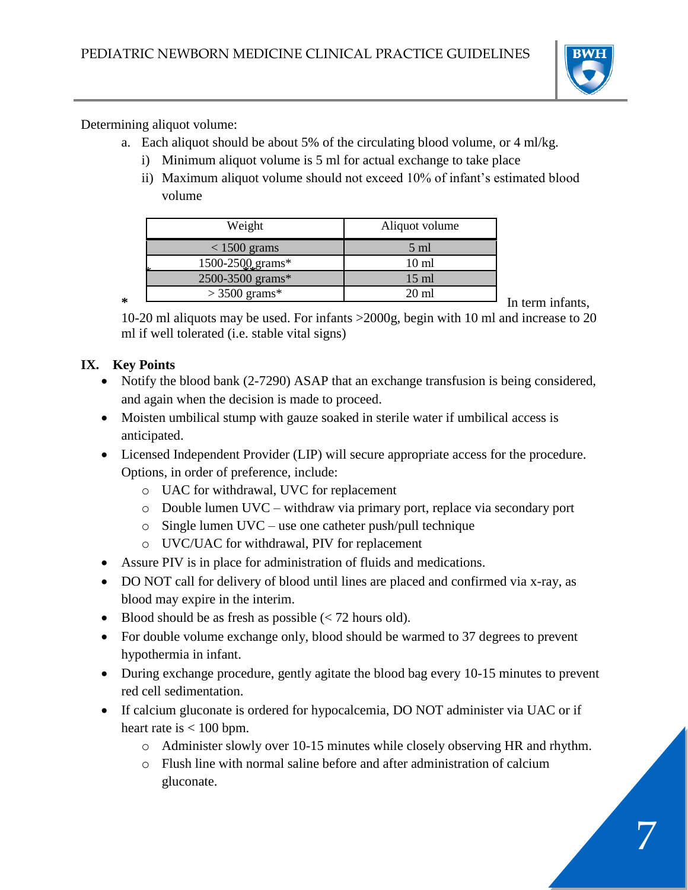Determining aliquot volume:

a. Each aliquot should be about 5% of the circulating blood volume, or 4 ml/kg.
   i) Minimum aliquot volume is 5 ml for actual exchange to take place
   ii) Maximum aliquot volume should not exceed 10% of infant's estimated blood volume

| Weight | Aliquot volume |
|---|---|
| < 1500 grams | 5 ml |
| 1500-2500 grams* | 10 ml |
| 2500-3500 grams* | 15 ml |
| > 3500 grams* | 20 ml |

\* In term infants, 10-20 ml aliquots may be used. For infants >2000g, begin with 10 ml and increase to 20 ml if well tolerated (i.e. stable vital signs)

## IX. Key Points

- Notify the blood bank (2-7290) ASAP that an exchange transfusion is being considered, and again when the decision is made to proceed.
- Moisten umbilical stump with gauze soaked in sterile water if umbilical access is anticipated.
- Licensed Independent Provider (LIP) will secure appropriate access for the procedure. Options, in order of preference, include:
  - UAC for withdrawal, UVC for replacement
  - Double lumen UVC – withdraw via primary port, replace via secondary port
  - Single lumen UVC – use one catheter push/pull technique
  - UVC/UAC for withdrawal, PIV for replacement
- Assure PIV is in place for administration of fluids and medications.
- DO NOT call for delivery of blood until lines are placed and confirmed via x-ray, as blood may expire in the interim.
- Blood should be as fresh as possible (< 72 hours old).
- For double volume exchange only, blood should be warmed to 37 degrees to prevent hypothermia in infant.
- During exchange procedure, gently agitate the blood bag every 10-15 minutes to prevent red cell sedimentation.
- If calcium gluconate is ordered for hypocalcemia, DO NOT administer via UAC or if heart rate is < 100 bpm.
  - Administer slowly over 10-15 minutes while closely observing HR and rhythm.
  - Flush line with normal saline before and after administration of calcium gluconate.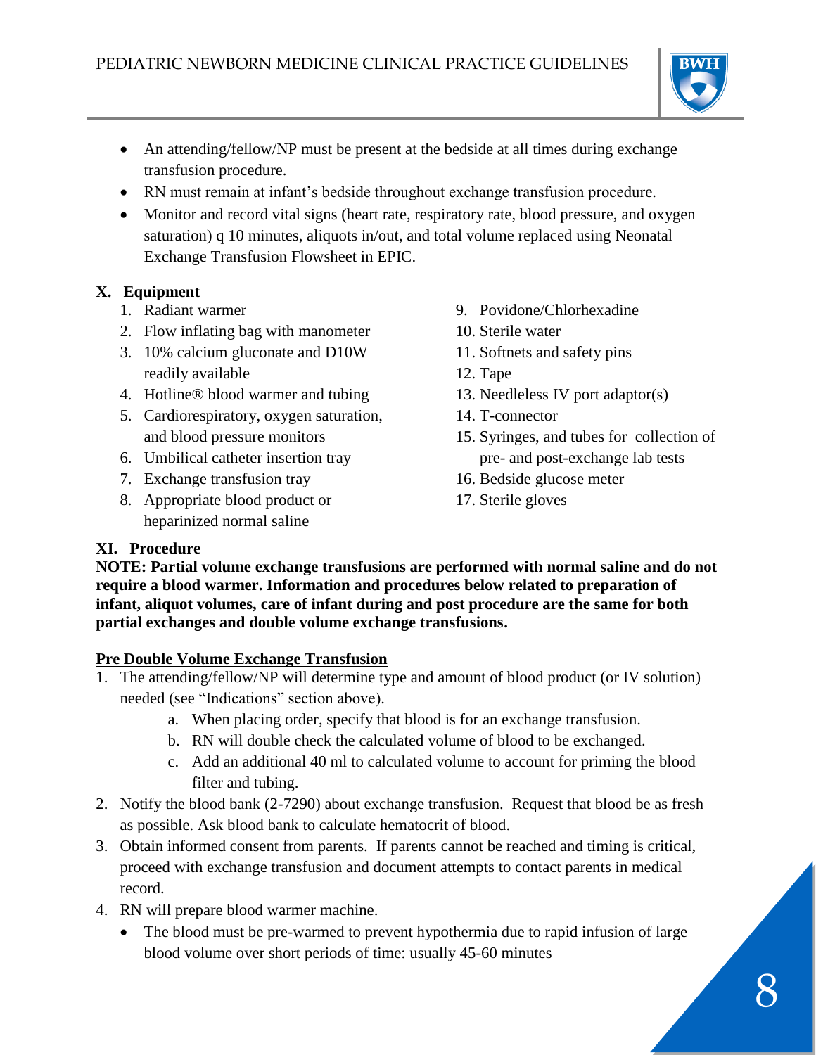- An attending/fellow/NP must be present at the bedside at all times during exchange transfusion procedure.
- RN must remain at infant's bedside throughout exchange transfusion procedure.
- Monitor and record vital signs (heart rate, respiratory rate, blood pressure, and oxygen saturation) q 10 minutes, aliquots in/out, and total volume replaced using Neonatal Exchange Transfusion Flowsheet in EPIC.

## X. Equipment

1. Radiant warmer
2. Flow inflating bag with manometer
3. 10% calcium gluconate and D10W readily available
4. Hotline® blood warmer and tubing
5. Cardiorespiratory, oxygen saturation, and blood pressure monitors
6. Umbilical catheter insertion tray
7. Exchange transfusion tray
8. Appropriate blood product or heparinized normal saline
9. Povidone/Chlorhexadine
10. Sterile water
11. Softnets and safety pins
12. Tape
13. Needleless IV port adaptor(s)
14. T-connector
15. Syringes, and tubes for collection of pre- and post-exchange lab tests
16. Bedside glucose meter
17. Sterile gloves

## XI. Procedure

**NOTE: Partial volume exchange transfusions are performed with normal saline and do not require a blood warmer. Information and procedures below related to preparation of infant, aliquot volumes, care of infant during and post procedure are the same for both partial exchanges and double volume exchange transfusions.**

**Pre Double Volume Exchange Transfusion**

1. The attending/fellow/NP will determine type and amount of blood product (or IV solution) needed (see "Indications" section above).
   a. When placing order, specify that blood is for an exchange transfusion.
   b. RN will double check the calculated volume of blood to be exchanged.
   c. Add an additional 40 ml to calculated volume to account for priming the blood filter and tubing.
2. Notify the blood bank (2-7290) about exchange transfusion. Request that blood be as fresh as possible. Ask blood bank to calculate hematocrit of blood.
3. Obtain informed consent from parents. If parents cannot be reached and timing is critical, proceed with exchange transfusion and document attempts to contact parents in medical record.
4. RN will prepare blood warmer machine.
   - The blood must be pre-warmed to prevent hypothermia due to rapid infusion of large blood volume over short periods of time: usually 45-60 minutes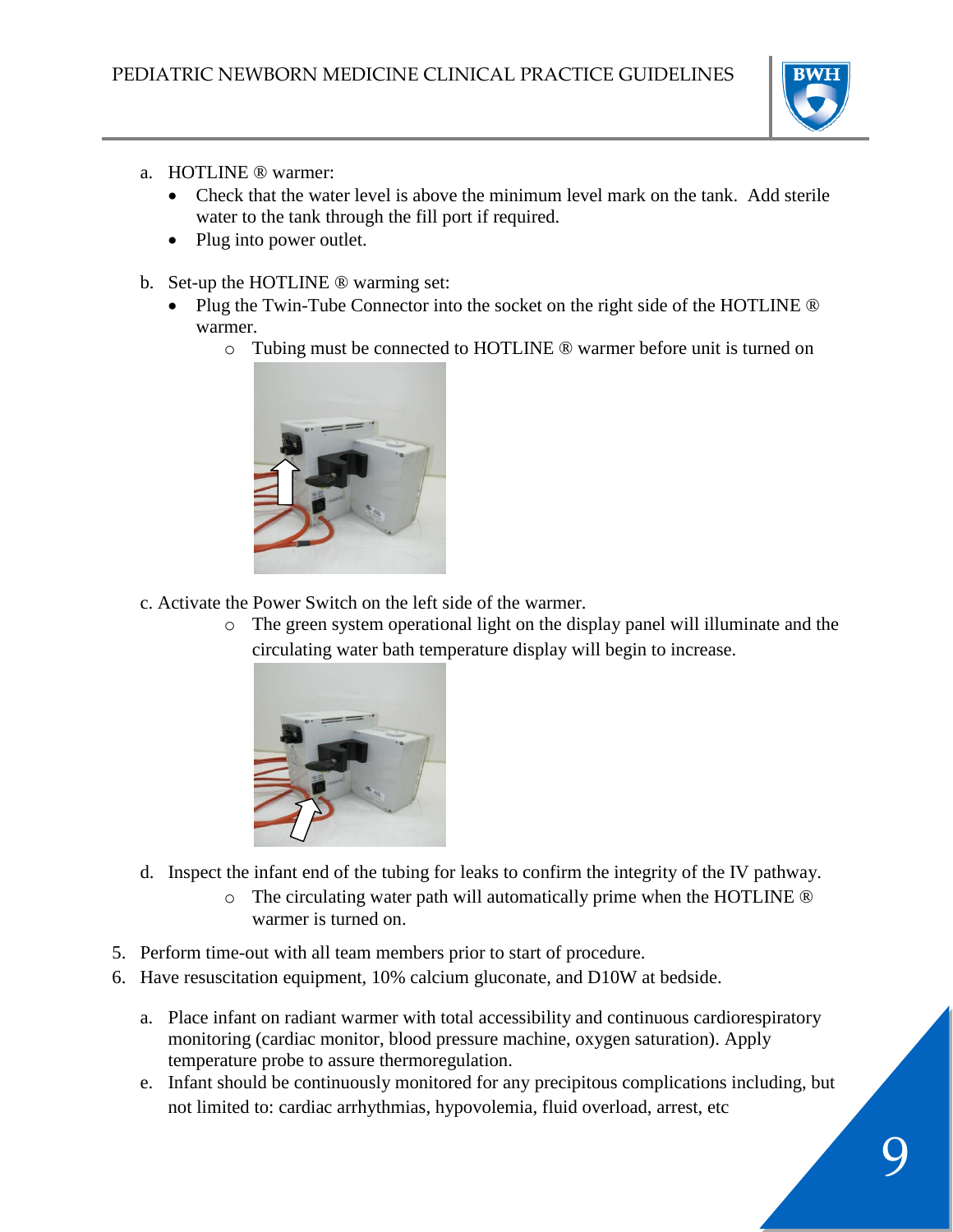a. HOTLINE ® warmer:
   - Check that the water level is above the minimum level mark on the tank. Add sterile water to the tank through the fill port if required.
   - Plug into power outlet.

b. Set-up the HOTLINE ® warming set:
   - Plug the Twin-Tube Connector into the socket on the right side of the HOTLINE ® warmer.
     - Tubing must be connected to HOTLINE ® warmer before unit is turned on

c. Activate the Power Switch on the left side of the warmer.
   - The green system operational light on the display panel will illuminate and the circulating water bath temperature display will begin to increase.

d. Inspect the infant end of the tubing for leaks to confirm the integrity of the IV pathway.
   - The circulating water path will automatically prime when the HOTLINE ® warmer is turned on.

5. Perform time-out with all team members prior to start of procedure.
6. Have resuscitation equipment, 10% calcium gluconate, and D10W at bedside.

   a. Place infant on radiant warmer with total accessibility and continuous cardiorespiratory monitoring (cardiac monitor, blood pressure machine, oxygen saturation). Apply temperature probe to assure thermoregulation.
   e. Infant should be continuously monitored for any precipitous complications including, but not limited to: cardiac arrhythmias, hypovolemia, fluid overload, arrest, etc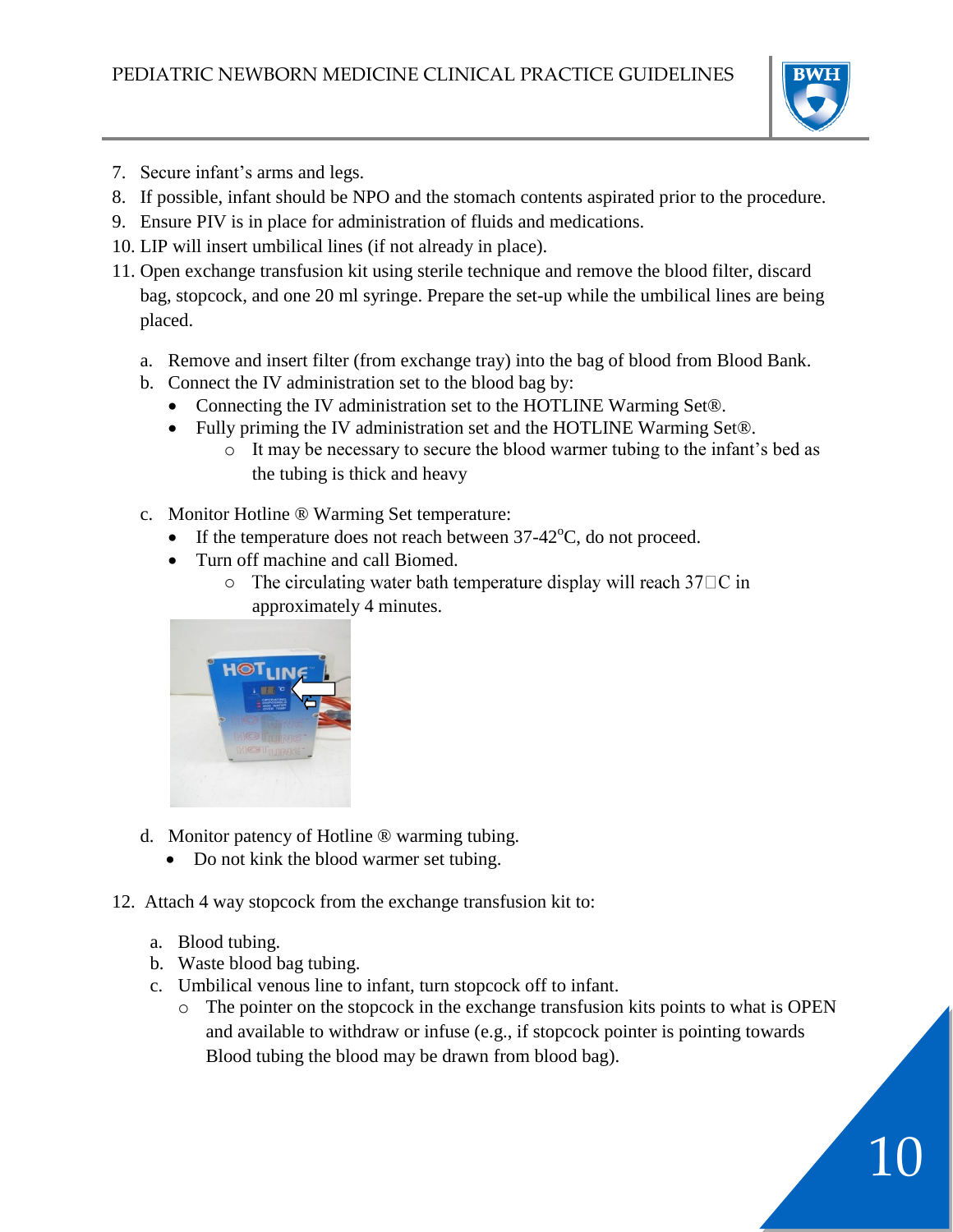7. Secure infant's arms and legs.
8. If possible, infant should be NPO and the stomach contents aspirated prior to the procedure.
9. Ensure PIV is in place for administration of fluids and medications.
10. LIP will insert umbilical lines (if not already in place).
11. Open exchange transfusion kit using sterile technique and remove the blood filter, discard bag, stopcock, and one 20 ml syringe. Prepare the set-up while the umbilical lines are being placed.

    a. Remove and insert filter (from exchange tray) into the bag of blood from Blood Bank.
    b. Connect the IV administration set to the blood bag by:
        - Connecting the IV administration set to the HOTLINE Warming Set®.
        - Fully priming the IV administration set and the HOTLINE Warming Set®.
            - It may be necessary to secure the blood warmer tubing to the infant's bed as the tubing is thick and heavy

    c. Monitor Hotline ® Warming Set temperature:
        - If the temperature does not reach between 37-42°C, do not proceed.
        - Turn off machine and call Biomed.
            - The circulating water bath temperature display will reach 37□C in approximately 4 minutes.

    d. Monitor patency of Hotline ® warming tubing.
        - Do not kink the blood warmer set tubing.

12. Attach 4 way stopcock from the exchange transfusion kit to:

    a. Blood tubing.
    b. Waste blood bag tubing.
    c. Umbilical venous line to infant, turn stopcock off to infant.
        - The pointer on the stopcock in the exchange transfusion kits points to what is OPEN and available to withdraw or infuse (e.g., if stopcock pointer is pointing towards Blood tubing the blood may be drawn from blood bag).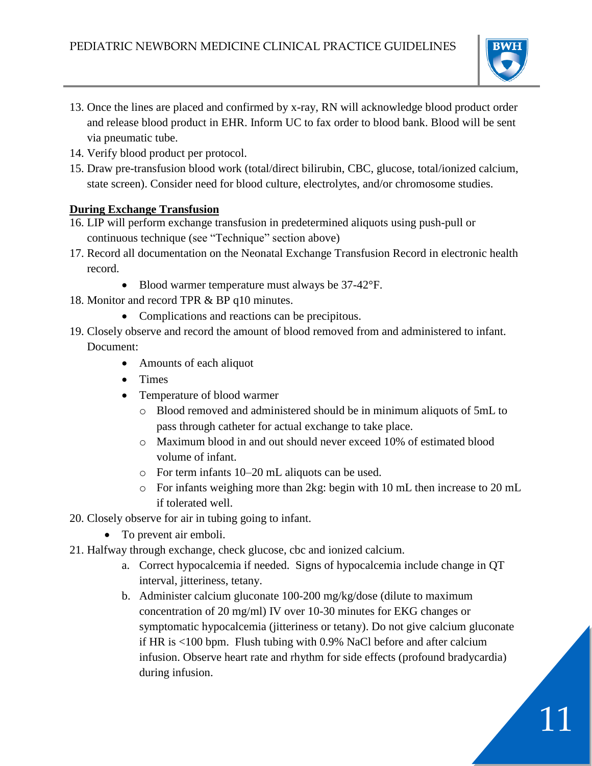13. Once the lines are placed and confirmed by x-ray, RN will acknowledge blood product order and release blood product in EHR. Inform UC to fax order to blood bank. Blood will be sent via pneumatic tube.
14. Verify blood product per protocol.
15. Draw pre-transfusion blood work (total/direct bilirubin, CBC, glucose, total/ionized calcium, state screen). Consider need for blood culture, electrolytes, and/or chromosome studies.

**During Exchange Transfusion**

16. LIP will perform exchange transfusion in predetermined aliquots using push-pull or continuous technique (see "Technique" section above)
17. Record all documentation on the Neonatal Exchange Transfusion Record in electronic health record.
    - Blood warmer temperature must always be 37-42°F.
18. Monitor and record TPR & BP q10 minutes.
    - Complications and reactions can be precipitous.
19. Closely observe and record the amount of blood removed from and administered to infant. Document:
    - Amounts of each aliquot
    - Times
    - Temperature of blood warmer
        - Blood removed and administered should be in minimum aliquots of 5mL to pass through catheter for actual exchange to take place.
        - Maximum blood in and out should never exceed 10% of estimated blood volume of infant.
        - For term infants 10–20 mL aliquots can be used.
        - For infants weighing more than 2kg: begin with 10 mL then increase to 20 mL if tolerated well.
20. Closely observe for air in tubing going to infant.
    - To prevent air emboli.
21. Halfway through exchange, check glucose, cbc and ionized calcium.
    a. Correct hypocalcemia if needed. Signs of hypocalcemia include change in QT interval, jitteriness, tetany.
    b. Administer calcium gluconate 100-200 mg/kg/dose (dilute to maximum concentration of 20 mg/ml) IV over 10-30 minutes for EKG changes or symptomatic hypocalcemia (jitteriness or tetany). Do not give calcium gluconate if HR is <100 bpm. Flush tubing with 0.9% NaCl before and after calcium infusion. Observe heart rate and rhythm for side effects (profound bradycardia) during infusion.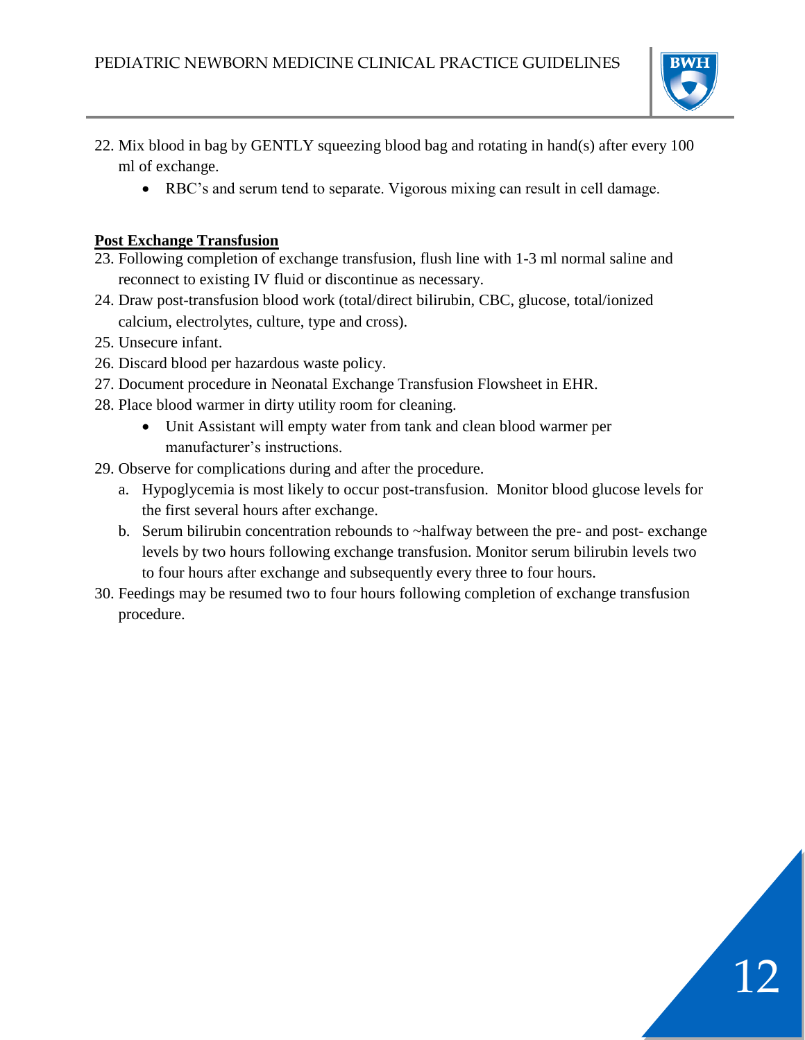22. Mix blood in bag by GENTLY squeezing blood bag and rotating in hand(s) after every 100 ml of exchange.
    - RBC's and serum tend to separate. Vigorous mixing can result in cell damage.

**Post Exchange Transfusion**

23. Following completion of exchange transfusion, flush line with 1-3 ml normal saline and reconnect to existing IV fluid or discontinue as necessary.
24. Draw post-transfusion blood work (total/direct bilirubin, CBC, glucose, total/ionized calcium, electrolytes, culture, type and cross).
25. Unsecure infant.
26. Discard blood per hazardous waste policy.
27. Document procedure in Neonatal Exchange Transfusion Flowsheet in EHR.
28. Place blood warmer in dirty utility room for cleaning.
    - Unit Assistant will empty water from tank and clean blood warmer per manufacturer's instructions.
29. Observe for complications during and after the procedure.
    a. Hypoglycemia is most likely to occur post-transfusion. Monitor blood glucose levels for the first several hours after exchange.
    b. Serum bilirubin concentration rebounds to ~halfway between the pre- and post- exchange levels by two hours following exchange transfusion. Monitor serum bilirubin levels two to four hours after exchange and subsequently every three to four hours.
30. Feedings may be resumed two to four hours following completion of exchange transfusion procedure.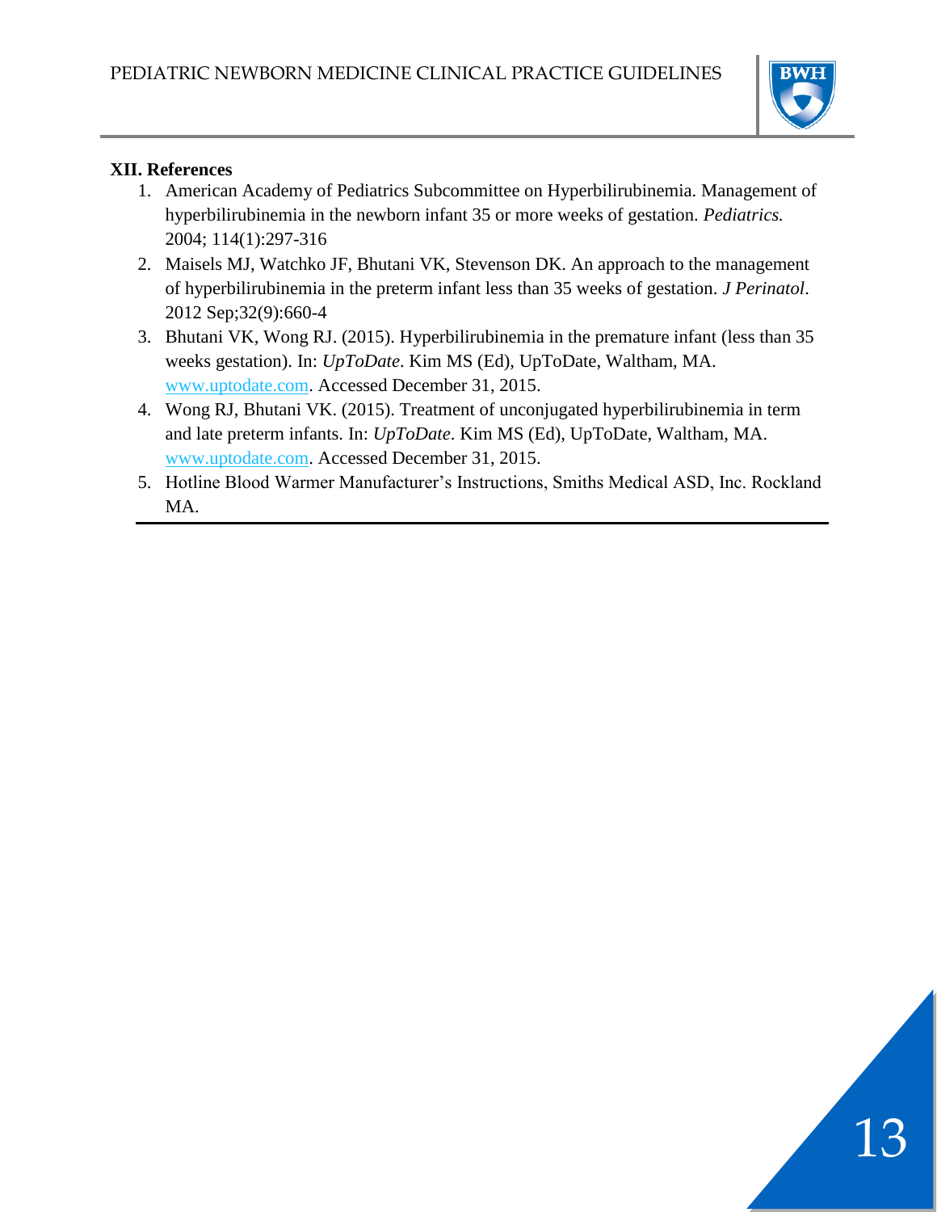## XII. References

1. American Academy of Pediatrics Subcommittee on Hyperbilirubinemia. Management of hyperbilirubinemia in the newborn infant 35 or more weeks of gestation. *Pediatrics.* 2004; 114(1):297-316
2. Maisels MJ, Watchko JF, Bhutani VK, Stevenson DK. An approach to the management of hyperbilirubinemia in the preterm infant less than 35 weeks of gestation. *J Perinatol*. 2012 Sep;32(9):660-4
3. Bhutani VK, Wong RJ. (2015). Hyperbilirubinemia in the premature infant (less than 35 weeks gestation). In: *UpToDate*. Kim MS (Ed), UpToDate, Waltham, MA. www.uptodate.com. Accessed December 31, 2015.
4. Wong RJ, Bhutani VK. (2015). Treatment of unconjugated hyperbilirubinemia in term and late preterm infants. In: *UpToDate*. Kim MS (Ed), UpToDate, Waltham, MA. www.uptodate.com. Accessed December 31, 2015.
5. Hotline Blood Warmer Manufacturer's Instructions, Smiths Medical ASD, Inc. Rockland MA.